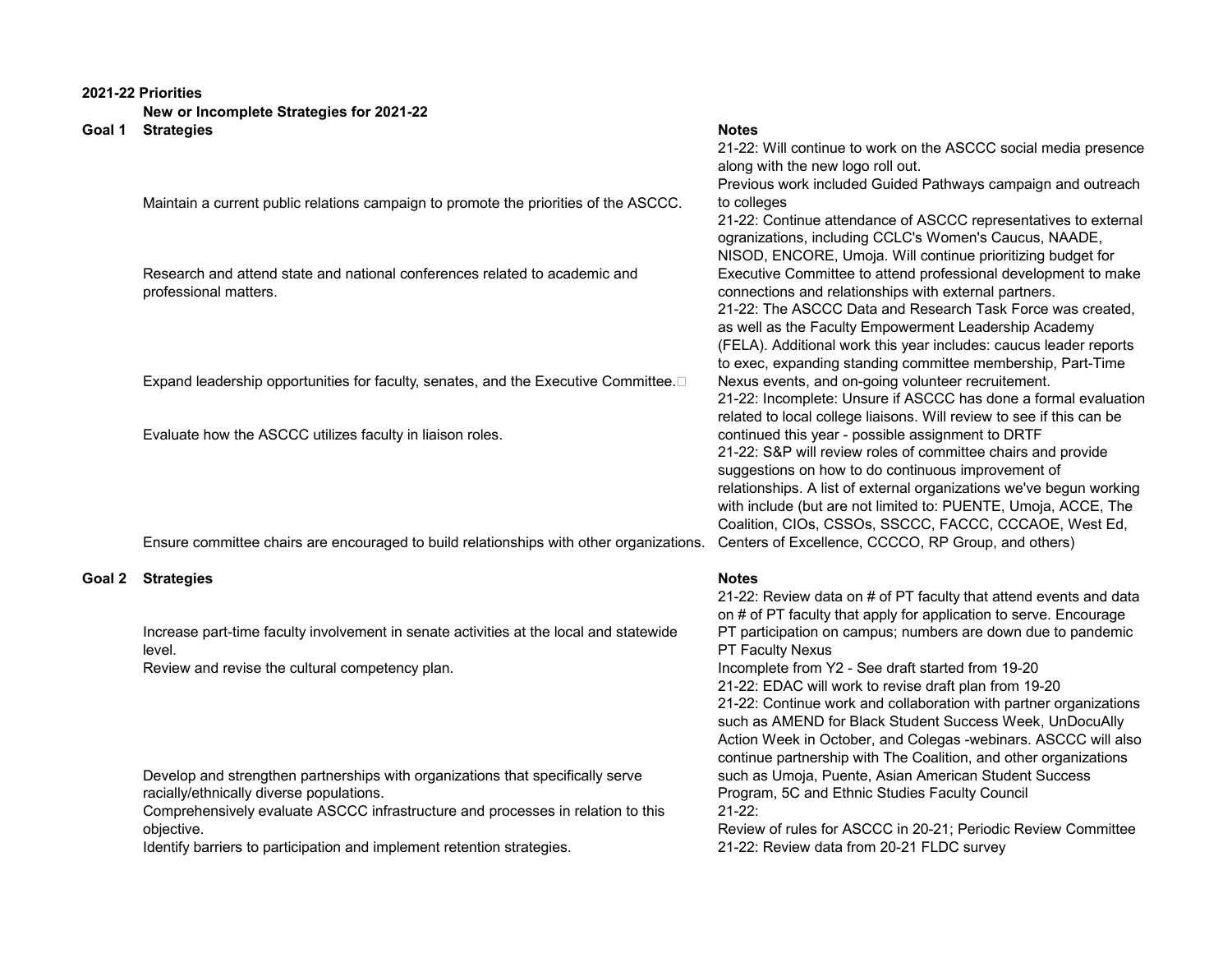**2021-22 Priorities**

**New or Incomplete Strategies for 2021-22**

| Goal 1 | Strategies | Notes |
|---|---|---|
| | Maintain a current public relations campaign to promote the priorities of the ASCCC. | 21-22: Will continue to work on the ASCCC social media presence along with the new logo roll out. Previous work included Guided Pathways campaign and outreach to colleges |
| | Research and attend state and national conferences related to academic and professional matters. | 21-22: Continue attendance of ASCCC representatives to external ogranizations, including CCLC's Women's Caucus, NAADE, NISOD, ENCORE, Umoja. Will continue prioritizing budget for Executive Committee to attend professional development to make connections and relationships with external partners. |
| | Expand leadership opportunities for faculty, senates, and the Executive Committee. | 21-22: The ASCCC Data and Research Task Force was created, as well as the Faculty Empowerment Leadership Academy (FELA). Additional work this year includes: caucus leader reports to exec, expanding standing committee membership, Part-Time Nexus events, and on-going volunteer recruitement. |
| | Evaluate how the ASCCC utilizes faculty in liaison roles. | 21-22: Incomplete: Unsure if ASCCC has done a formal evaluation related to local college liaisons. Will review to see if this can be continued this year - possible assignment to DRTF |
| | Ensure committee chairs are encouraged to build relationships with other organizations. | 21-22: S&P will review roles of committee chairs and provide suggestions on how to do continuous improvement of relationships. A list of external organizations we've begun working with include (but are not limited to: PUENTE, Umoja, ACCE, The Coalition, CIOs, CSSOs, SSCCC, FACCC, CCCAOE, West Ed, Centers of Excellence, CCCCO, RP Group, and others) |

| Goal 2 | Strategies | Notes |
|---|---|---|
| | Increase part-time faculty involvement in senate activities at the local and statewide level. | 21-22: Review data on # of PT faculty that attend events and data on # of PT faculty that apply for application to serve. Encourage PT participation on campus; numbers are down due to pandemic PT Faculty Nexus |
| | Review and revise the cultural competency plan. | Incomplete from Y2 - See draft started from 19-20<br>21-22: EDAC will work to revise draft plan from 19-20 |
| | Develop and strengthen partnerships with organizations that specifically serve racially/ethnically diverse populations. | 21-22: Continue work and collaboration with partner organizations such as AMEND for Black Student Success Week, UnDocuAlly Action Week in October, and Colegas -webinars. ASCCC will also continue partnership with The Coalition, and other organizations such as Umoja, Puente, Asian American Student Success Program, 5C and Ethnic Studies Faculty Council |
| | Comprehensively evaluate ASCCC infrastructure and processes in relation to this objective. | 21-22:<br>Review of rules for ASCCC in 20-21; Periodic Review Committee |
| | Identify barriers to participation and implement retention strategies. | 21-22: Review data from 20-21 FLDC survey |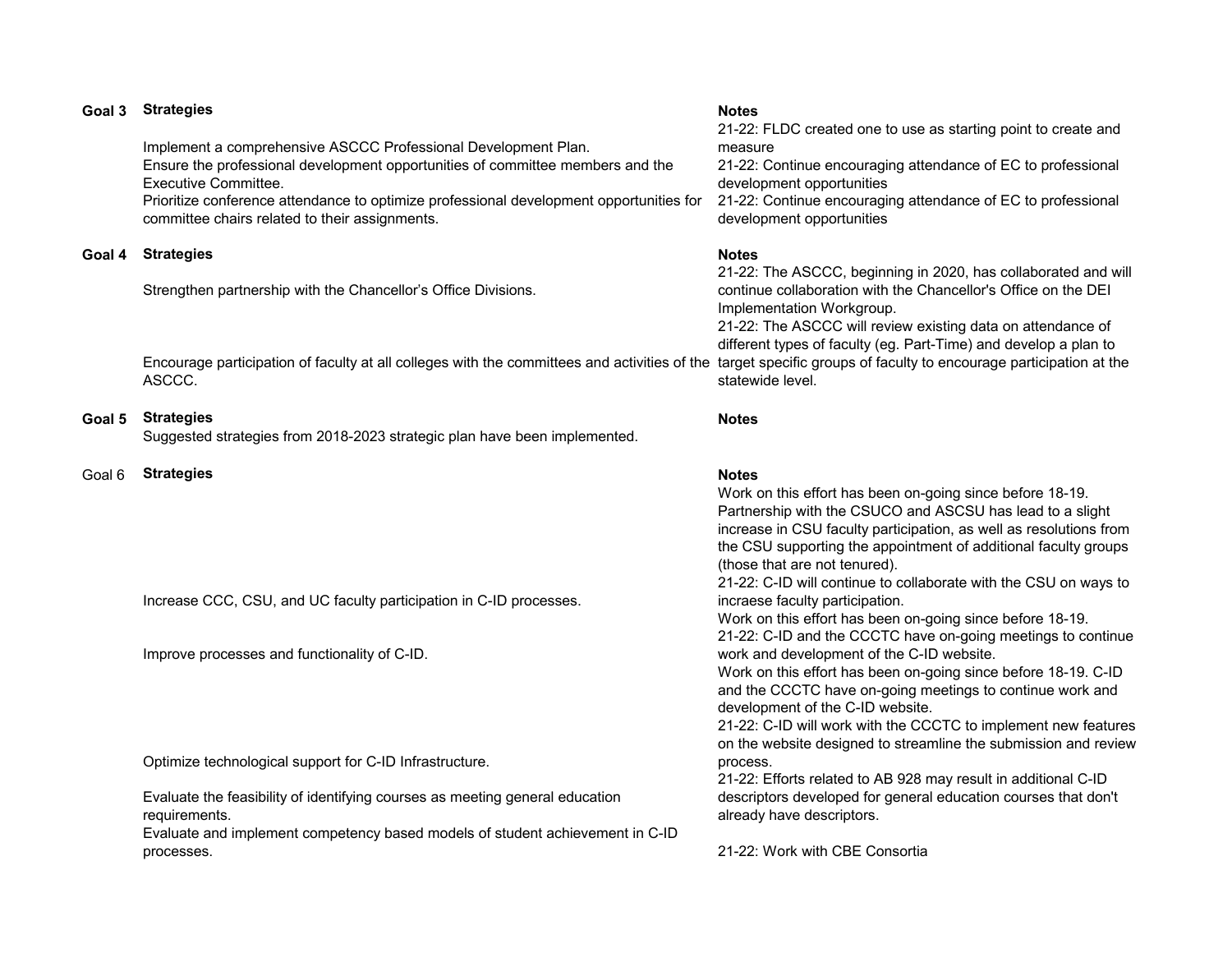| Goal 3 | Strategies | Notes |
|---|---|---|
| | Implement a comprehensive ASCCC Professional Development Plan. | 21-22: FLDC created one to use as starting point to create and measure |
| | Ensure the professional development opportunities of committee members and the Executive Committee. | 21-22: Continue encouraging attendance of EC to professional development opportunities |
| | Prioritize conference attendance to optimize professional development opportunities for committee chairs related to their assignments. | 21-22: Continue encouraging attendance of EC to professional development opportunities |

| Goal 4 | Strategies | Notes |
|---|---|---|
| | Strengthen partnership with the Chancellor's Office Divisions. | 21-22: The ASCCC, beginning in 2020, has collaborated and will continue collaboration with the Chancellor's Office on the DEI Implementation Workgroup. |
| | Encourage participation of faculty at all colleges with the committees and activities of the ASCCC. | 21-22: The ASCCC will review existing data on attendance of different types of faculty (eg. Part-Time) and develop a plan to target specific groups of faculty to encourage participation at the statewide level. |

| Goal 5 | Strategies | Notes |
|---|---|---|
| | Suggested strategies from 2018-2023 strategic plan have been implemented. | |

| Goal 6 | Strategies | Notes |
|---|---|---|
| | Increase CCC, CSU, and UC faculty participation in C-ID processes. | Work on this effort has been on-going since before 18-19. Partnership with the CSUCO and ASCSU has lead to a slight increase in CSU faculty participation, as well as resolutions from the CSU supporting the appointment of additional faculty groups (those that are not tenured).<br>21-22: C-ID will continue to collaborate with the CSU on ways to incraese faculty participation. |
| | Improve processes and functionality of C-ID. | Work on this effort has been on-going since before 18-19.<br>21-22: C-ID and the CCCTC have on-going meetings to continue work and development of the C-ID website. |
| | Optimize technological support for C-ID Infrastructure. | Work on this effort has been on-going since before 18-19. C-ID and the CCCTC have on-going meetings to continue work and development of the C-ID website.<br>21-22: C-ID will work with the CCCTC to implement new features on the website designed to streamline the submission and review process. |
| | Evaluate the feasibility of identifying courses as meeting general education requirements. | 21-22: Efforts related to AB 928 may result in additional C-ID descriptors developed for general education courses that don't already have descriptors. |
| | Evaluate and implement competency based models of student achievement in C-ID processes. | 21-22: Work with CBE Consortia |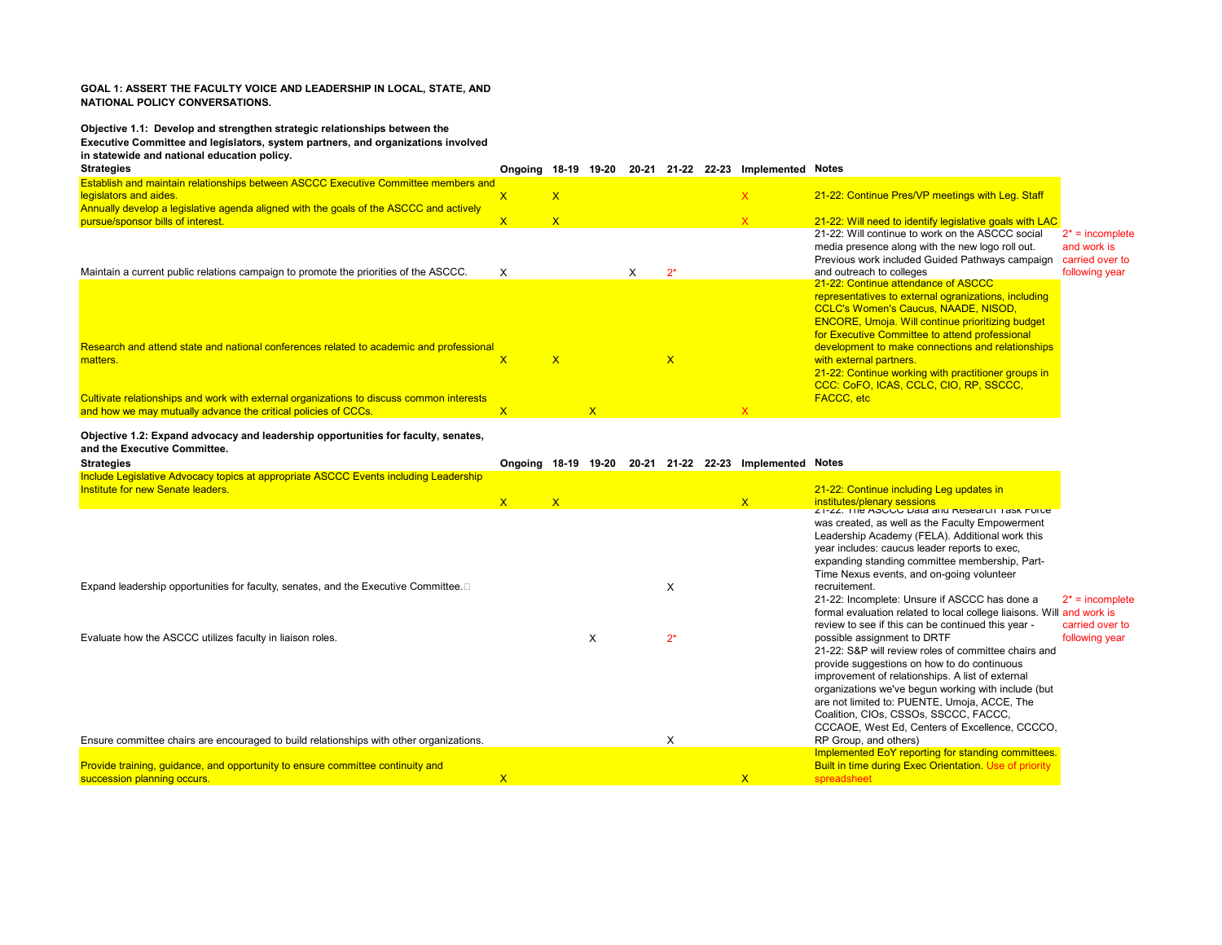**GOAL 1: ASSERT THE FACULTY VOICE AND LEADERSHIP IN LOCAL, STATE, AND NATIONAL POLICY CONVERSATIONS.**

**Objective 1.1: Develop and strengthen strategic relationships between the Executive Committee and legislators, system partners, and organizations involved in statewide and national education policy.**

| Strategies | Ongoing | 18-19 | 19-20 | 20-21 | 21-22 | 22-23 | Implemented | Notes | |
|---|---|---|---|---|---|---|---|---|---|
| Establish and maintain relationships between ASCCC Executive Committee members and legislators and aides. | X | X | | | | | X | 21-22: Continue Pres/VP meetings with Leg. Staff | |
| Annually develop a legislative agenda aligned with the goals of the ASCCC and actively pursue/sponsor bills of interest. | X | X | | | | | X | 21-22: Will need to identify legislative goals with LAC | |
| Maintain a current public relations campaign to promote the priorities of the ASCCC. | X | | | X | 2* | | | 21-22: Will continue to work on the ASCCC social media presence along with the new logo roll out. Previous work included Guided Pathways campaign and outreach to colleges | 2* = incomplete and work is carried over to following year |
| Research and attend state and national conferences related to academic and professional matters. | X | X | | | X | | | 21-22: Continue attendance of ASCCC representatives to external ogranizations, including CCLC's Women's Caucus, NAADE, NISOD, ENCORE, Umoja. Will continue prioritizing budget for Executive Committee to attend professional development to make connections and relationships with external partners. | |
| Cultivate relationships and work with external organizations to discuss common interests and how we may mutually advance the critical policies of CCCs. | X | | X | | | | X | 21-22: Continue working with practitioner groups in CCC: CoFO, ICAS, CCLC, CIO, RP, SSCCC, FACCC, etc | |

**Objective 1.2: Expand advocacy and leadership opportunities for faculty, senates, and the Executive Committee.**

| Strategies | Ongoing | 18-19 | 19-20 | 20-21 | 21-22 | 22-23 | Implemented | Notes | |
|---|---|---|---|---|---|---|---|---|---|
| Include Legislative Advocacy topics at appropriate ASCCC Events including Leadership Institute for new Senate leaders. | X | X | | | | | X | 21-22: Continue including Leg updates in institutes/plenary sessions | |
| Expand leadership opportunities for faculty, senates, and the Executive Committee. | | | | | X | | | 21-22: The ASCCC Data and Research Task Force was created, as well as the Faculty Empowerment Leadership Academy (FELA). Additional work this year includes: caucus leader reports to exec, expanding standing committee membership, Part-Time Nexus events, and on-going volunteer recruitement. | |
| Evaluate how the ASCCC utilizes faculty in liaison roles. | | | X | | 2* | | | 21-22: Incomplete: Unsure if ASCCC has done a formal evaluation related to local college liaisons. Will review to see if this can be continued this year - possible assignment to DRTF | 2* = incomplete and work is carried over to following year |
| Ensure committee chairs are encouraged to build relationships with other organizations. | | | | | X | | | 21-22: S&P will review roles of committee chairs and provide suggestions on how to do continuous improvement of relationships. A list of external organizations we've begun working with include (but are not limited to: PUENTE, Umoja, ACCE, The Coalition, CIOs, CSSOs, SSCCC, FACCC, CCCAOE, West Ed, Centers of Excellence, CCCCO, RP Group, and others) | |
| Provide training, guidance, and opportunity to ensure committee continuity and succession planning occurs. | X | | | | | | X | Implemented EoY reporting for standing committees. Built in time during Exec Orientation. Use of priority spreadsheet | |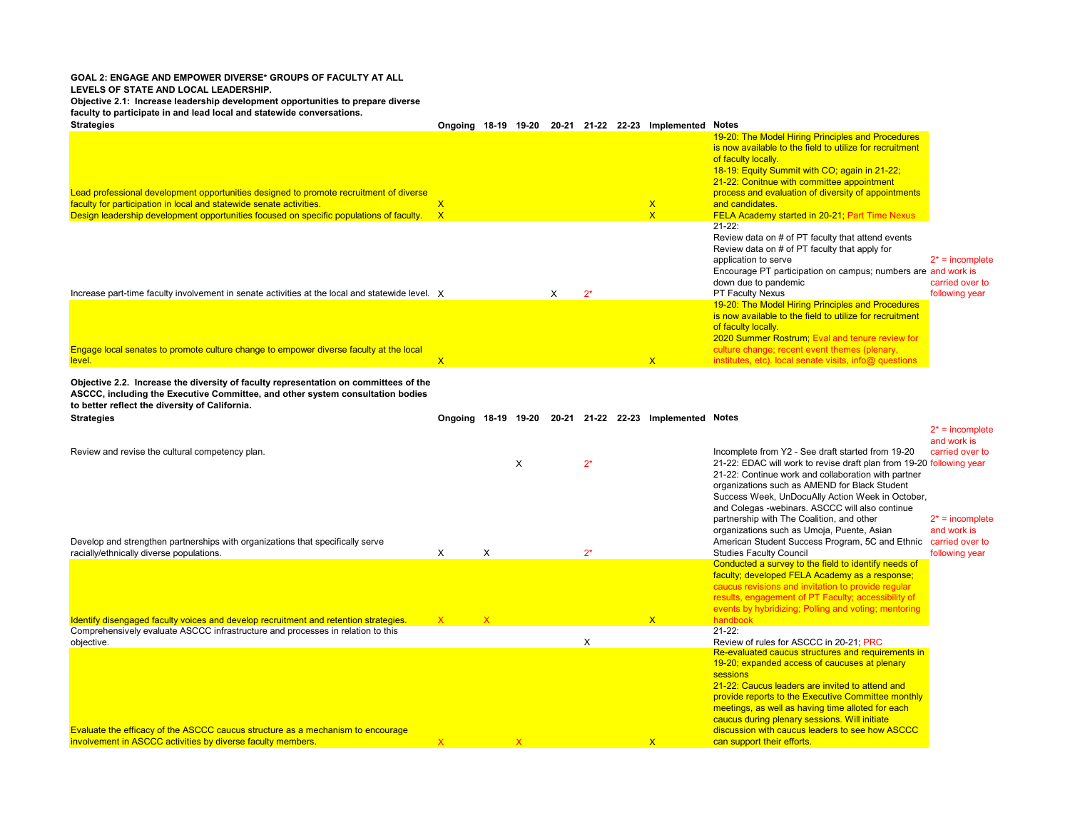**GOAL 2: ENGAGE AND EMPOWER DIVERSE* GROUPS OF FACULTY AT ALL LEVELS OF STATE AND LOCAL LEADERSHIP.**

**Objective 2.1: Increase leadership development opportunities to prepare diverse faculty to participate in and lead local and statewide conversations.**

| Strategies | Ongoing | 18-19 | 19-20 | 20-21 | 21-22 | 22-23 | Implemented | Notes | |
|---|---|---|---|---|---|---|---|---|---|
| Lead professional development opportunities designed to promote recruitment of diverse faculty for participation in local and statewide senate activities. | X | | | | | | X | 19-20: The Model Hiring Principles and Procedures is now available to the field to utilize for recruitment of faculty locally.<br>18-19: Equity Summit with CO; again in 21-22;<br>21-22: Conitnue with committee appointment process and evaluation of diversity of appointments and candidates. | |
| Design leadership development opportunities focused on specific populations of faculty. | X | | | | | | X | FELA Academy started in 20-21; Part Time Nexus | |
| Increase part-time faculty involvement in senate activities at the local and statewide level. | X | | | X | 2* | | | 21-22:<br>Review data on # of PT faculty that attend events<br>Review data on # of PT faculty that apply for application to serve<br>Encourage PT participation on campus; numbers are down due to pandemic<br>PT Faculty Nexus | 2* = incomplete and work is carried over to following year |
| Engage local senates to promote culture change to empower diverse faculty at the local level. | X | | | | | | X | 19-20: The Model Hiring Principles and Procedures is now available to the field to utilize for recruitment of faculty locally.<br>2020 Summer Rostrum; Eval and tenure review for culture change; recent event themes (plenary, institutes, etc). local senate visits, info@ questions | |

**Objective 2.2. Increase the diversity of faculty representation on committees of the ASCCC, including the Executive Committee, and other system consultation bodies to better reflect the diversity of California.**

| Strategies | Ongoing | 18-19 | 19-20 | 20-21 | 21-22 | 22-23 | Implemented | Notes | |
|---|---|---|---|---|---|---|---|---|---|
| Review and revise the cultural competency plan. | | | X | | 2* | | | Incomplete from Y2 - See draft started from 19-20<br>21-22: EDAC will work to revise draft plan from 19-20 | 2* = incomplete and work is carried over to following year |
| Develop and strengthen partnerships with organizations that specifically serve racially/ethnically diverse populations. | X | X | | | 2* | | | 21-22: Continue work and collaboration with partner organizations such as AMEND for Black Student Success Week, UnDocuAlly Action Week in October, and Colegas -webinars. ASCCC will also continue partnership with The Coalition, and other organizations such as Umoja, Puente, Asian American Student Success Program, 5C and Ethnic Studies Faculty Council | 2* = incomplete and work is carried over to following year |
| Identify disengaged faculty voices and develop recruitment and retention strategies. | X | X | | | | | X | Conducted a survey to the field to identify needs of faculty; developed FELA Academy as a response; caucus revisions and invitation to provide regular results, engagement of PT Faculty; accessibility of events by hybridizing; Polling and voting; mentoring handbook | |
| Comprehensively evaluate ASCCC infrastructure and processes in relation to this objective. | | | | | X | | | 21-22:<br>Review of rules for ASCCC in 20-21; PRC | |
| Evaluate the efficacy of the ASCCC caucus structure as a mechanism to encourage involvement in ASCCC activities by diverse faculty members. | X | | X | | | | X | Re-evaluated caucus structures and requirements in 19-20; expanded access of caucuses at plenary sessions<br>21-22: Caucus leaders are invited to attend and provide reports to the Executive Committee monthly meetings, as well as having time alloted for each caucus during plenary sessions. Will initiate discussion with caucus leaders to see how ASCCC can support their efforts. | |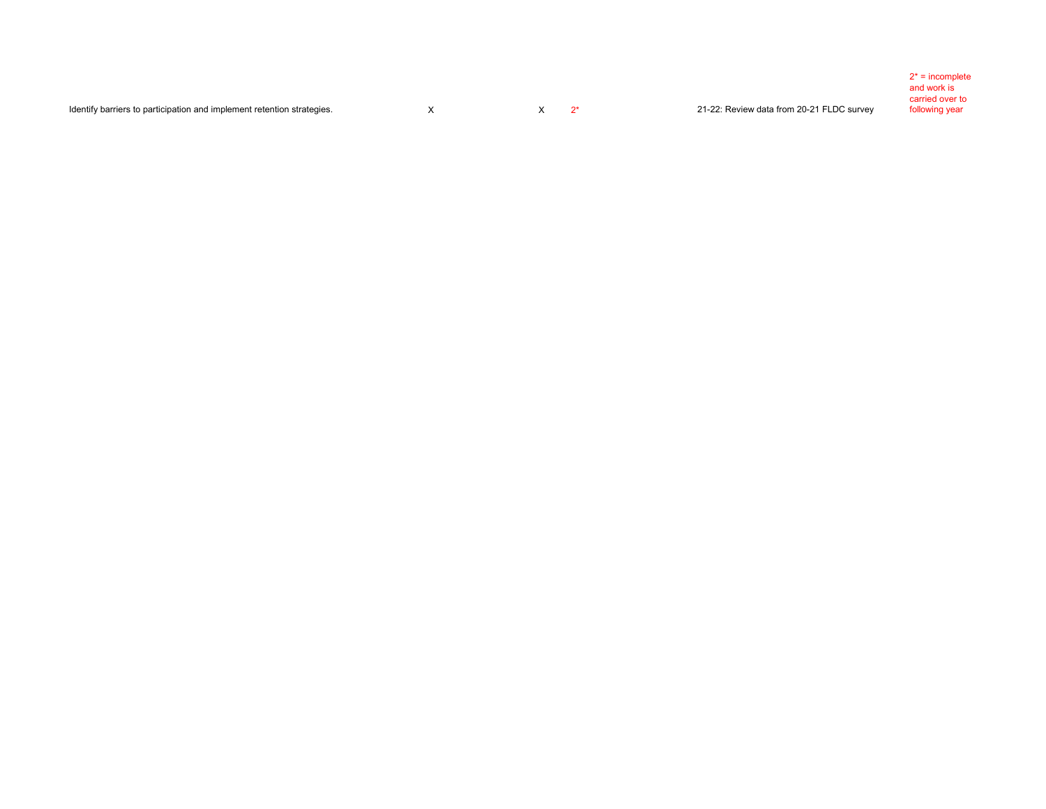| | | | | | |
|---|---|---|---|---|---|
| Identify barriers to participation and implement retention strategies. | X | X | 2* | 21-22: Review data from 20-21 FLDC survey | 2* = incomplete and work is carried over to following year |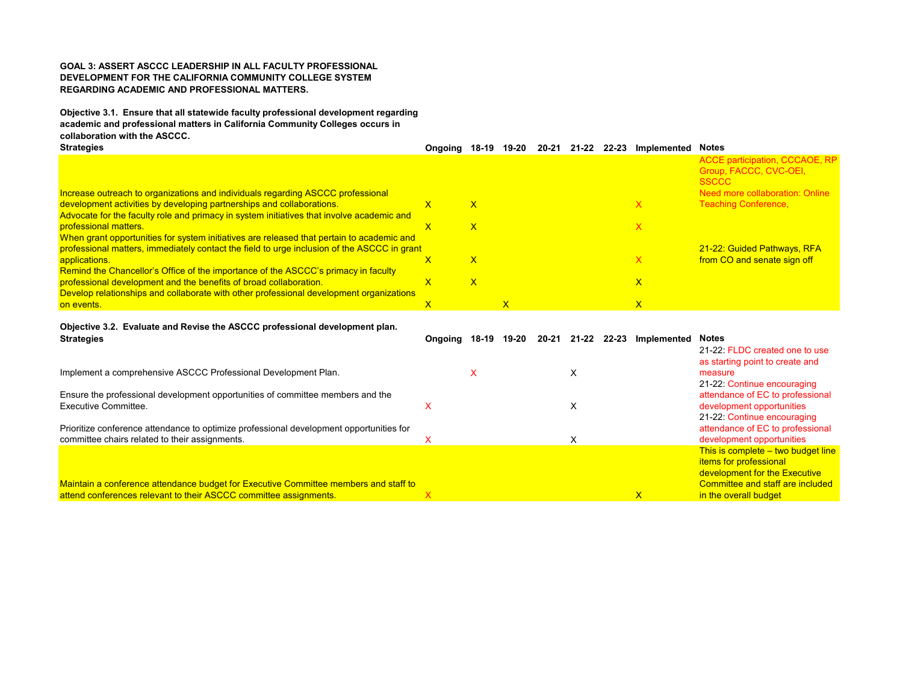**GOAL 3: ASSERT ASCCC LEADERSHIP IN ALL FACULTY PROFESSIONAL DEVELOPMENT FOR THE CALIFORNIA COMMUNITY COLLEGE SYSTEM REGARDING ACADEMIC AND PROFESSIONAL MATTERS.**

**Objective 3.1. Ensure that all statewide faculty professional development regarding academic and professional matters in California Community Colleges occurs in collaboration with the ASCCC.**

| Strategies | Ongoing | 18-19 | 19-20 | 20-21 | 21-22 | 22-23 | Implemented | Notes |
|---|---|---|---|---|---|---|---|---|
| Increase outreach to organizations and individuals regarding ASCCC professional development activities by developing partnerships and collaborations. | X | X | | | | | X | ACCE participation, CCCAOE, RP Group, FACCC, CVC-OEI, SSCCC Need more collaboration: Online Teaching Conference, |
| Advocate for the faculty role and primacy in system initiatives that involve academic and professional matters. | X | X | | | | | X | |
| When grant opportunities for system initiatives are released that pertain to academic and professional matters, immediately contact the field to urge inclusion of the ASCCC in grant applications. | X | X | | | | | X | 21-22: Guided Pathways, RFA from CO and senate sign off |
| Remind the Chancellor's Office of the importance of the ASCCC's primacy in faculty professional development and the benefits of broad collaboration. | X | X | | | | | X | |
| Develop relationships and collaborate with other professional development organizations on events. | X | | X | | | | X | |

**Objective 3.2. Evaluate and Revise the ASCCC professional development plan.**

| Strategies | Ongoing | 18-19 | 19-20 | 20-21 | 21-22 | 22-23 | Implemented | Notes |
|---|---|---|---|---|---|---|---|---|
| Implement a comprehensive ASCCC Professional Development Plan. | | X | | | X | | | 21-22: FLDC created one to use as starting point to create and measure |
| Ensure the professional development opportunities of committee members and the Executive Committee. | X | | | | X | | | 21-22: Continue encouraging attendance of EC to professional development opportunities |
| Prioritize conference attendance to optimize professional development opportunities for committee chairs related to their assignments. | X | | | | X | | | 21-22: Continue encouraging attendance of EC to professional development opportunities |
| Maintain a conference attendance budget for Executive Committee members and staff to attend conferences relevant to their ASCCC committee assignments. | X | | | | | | X | This is complete – two budget line items for professional development for the Executive Committee and staff are included in the overall budget |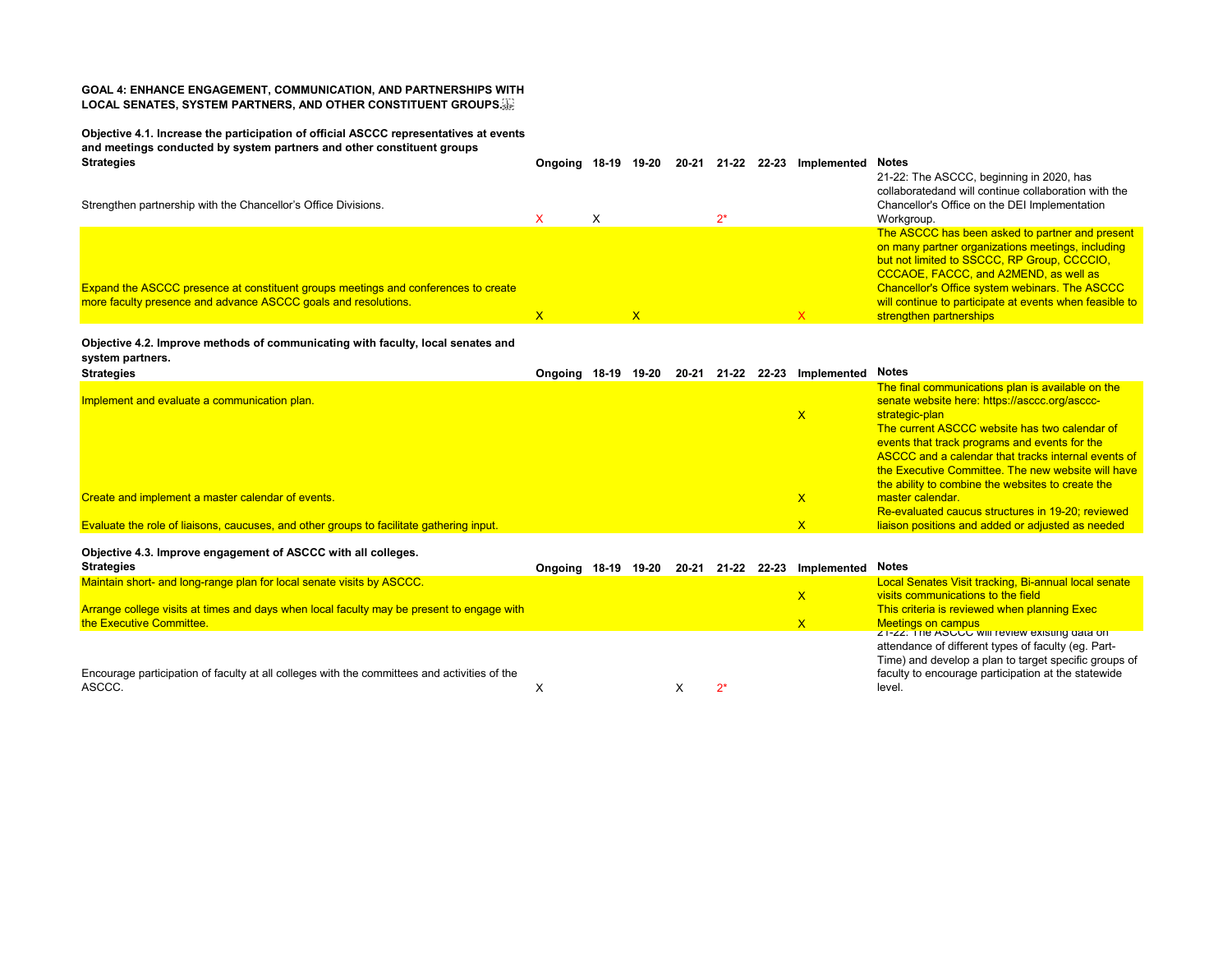**GOAL 4: ENHANCE ENGAGEMENT, COMMUNICATION, AND PARTNERSHIPS WITH LOCAL SENATES, SYSTEM PARTNERS, AND OTHER CONSTITUENT GROUPS.**

**Objective 4.1. Increase the participation of official ASCCC representatives at events and meetings conducted by system partners and other constituent groups**

| Strategies | Ongoing | 18-19 | 19-20 | 20-21 | 21-22 | 22-23 | Implemented | Notes |
|---|---|---|---|---|---|---|---|---|
| Strengthen partnership with the Chancellor's Office Divisions. | X | X | | | 2* | | | 21-22: The ASCCC, beginning in 2020, has collaboratedand will continue collaboration with the Chancellor's Office on the DEI Implementation Workgroup. |
| Expand the ASCCC presence at constituent groups meetings and conferences to create more faculty presence and advance ASCCC goals and resolutions. | X | | X | | | | X | The ASCCC has been asked to partner and present on many partner organizations meetings, including but not limited to SSCCC, RP Group, CCCCIO, CCCAOE, FACCC, and A2MEND, as well as Chancellor's Office system webinars. The ASCCC will continue to participate at events when feasible to strengthen partnerships |

**Objective 4.2. Improve methods of communicating with faculty, local senates and system partners.**

| Strategies | Ongoing | 18-19 | 19-20 | 20-21 | 21-22 | 22-23 | Implemented | Notes |
|---|---|---|---|---|---|---|---|---|
| Implement and evaluate a communication plan. | | | | | | | X | The final communications plan is available on the senate website here: https://asccc.org/asccc-strategic-plan |
| Create and implement a master calendar of events. | | | | | | | X | The current ASCCC website has two calendar of events that track programs and events for the ASCCC and a calendar that tracks internal events of the Executive Committee. The new website will have the ability to combine the websites to create the master calendar. |
| Evaluate the role of liaisons, caucuses, and other groups to facilitate gathering input. | | | | | | | X | Re-evaluated caucus structures in 19-20; reviewed liaison positions and added or adjusted as needed |

**Objective 4.3. Improve engagement of ASCCC with all colleges.**

| Strategies | Ongoing | 18-19 | 19-20 | 20-21 | 21-22 | 22-23 | Implemented | Notes |
|---|---|---|---|---|---|---|---|---|
| Maintain short- and long-range plan for local senate visits by ASCCC. | | | | | | | X | Local Senates Visit tracking, Bi-annual local senate visits communications to the field |
| Arrange college visits at times and days when local faculty may be present to engage with the Executive Committee. | | | | | | | X | This criteria is reviewed when planning Exec Meetings on campus |
| Encourage participation of faculty at all colleges with the committees and activities of the ASCCC. | X | | | X | 2* | | | 21-22: The ASCCC will review existing data on attendance of different types of faculty (eg. Part-Time) and develop a plan to target specific groups of faculty to encourage participation at the statewide level. |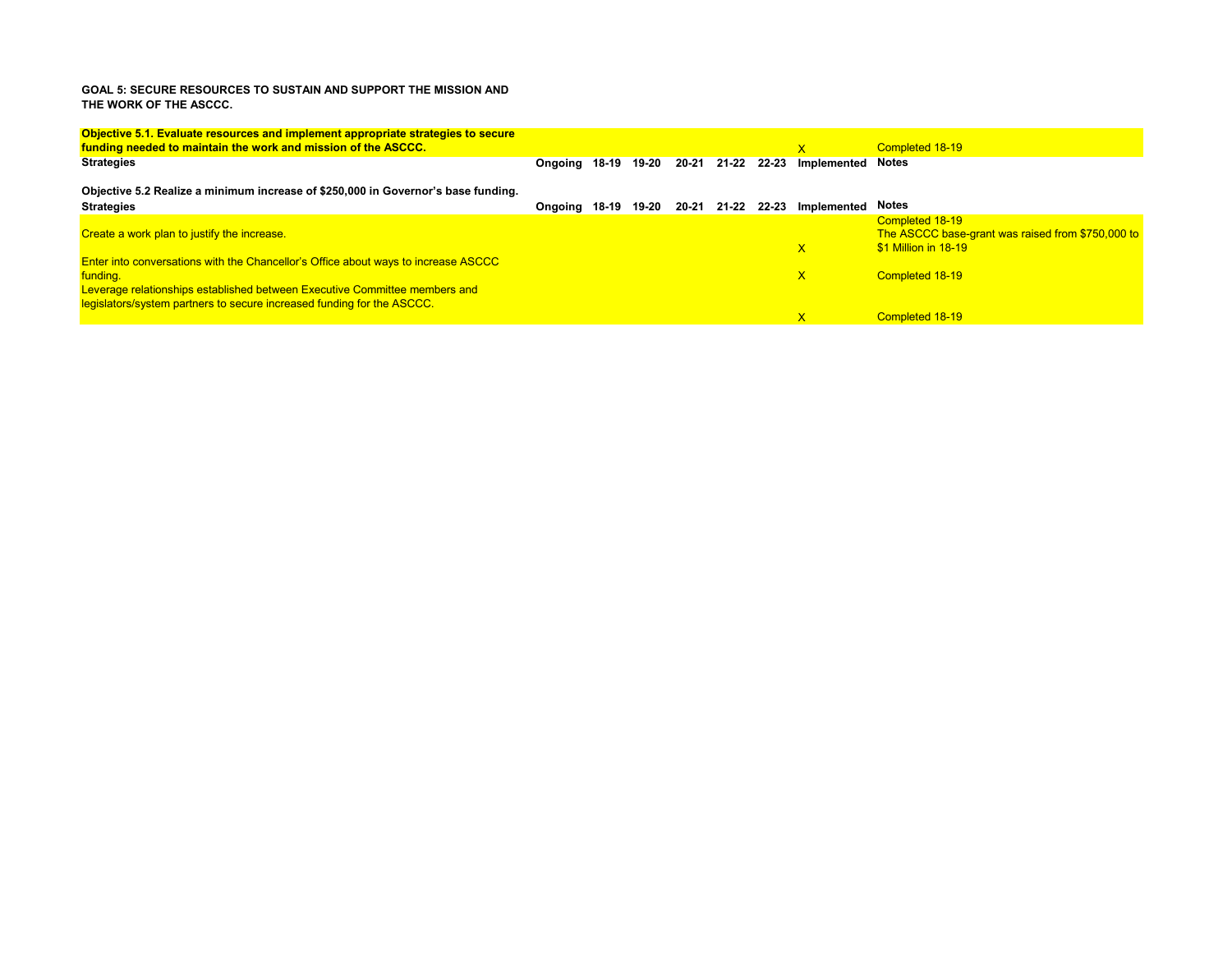**GOAL 5: SECURE RESOURCES TO SUSTAIN AND SUPPORT THE MISSION AND THE WORK OF THE ASCCC.**

| **Objective 5.1. Evaluate resources and implement appropriate strategies to secure funding needed to maintain the work and mission of the ASCCC.** | | | | | | | X | Completed 18-19 |
|---|---|---|---|---|---|---|---|---|
| **Strategies** | **Ongoing** | **18-19** | **19-20** | **20-21** | **21-22** | **22-23** | **Implemented** | **Notes** |

**Objective 5.2 Realize a minimum increase of $250,000 in Governor's base funding.**

| **Strategies** | **Ongoing** | **18-19** | **19-20** | **20-21** | **21-22** | **22-23** | **Implemented** | **Notes** |
|---|---|---|---|---|---|---|---|---|
| Create a work plan to justify the increase. | | | | | | | X | Completed 18-19 The ASCCC base-grant was raised from $750,000 to $1 Million in 18-19 |
| Enter into conversations with the Chancellor's Office about ways to increase ASCCC funding. | | | | | | | X | Completed 18-19 |
| Leverage relationships established between Executive Committee members and legislators/system partners to secure increased funding for the ASCCC. | | | | | | | X | Completed 18-19 |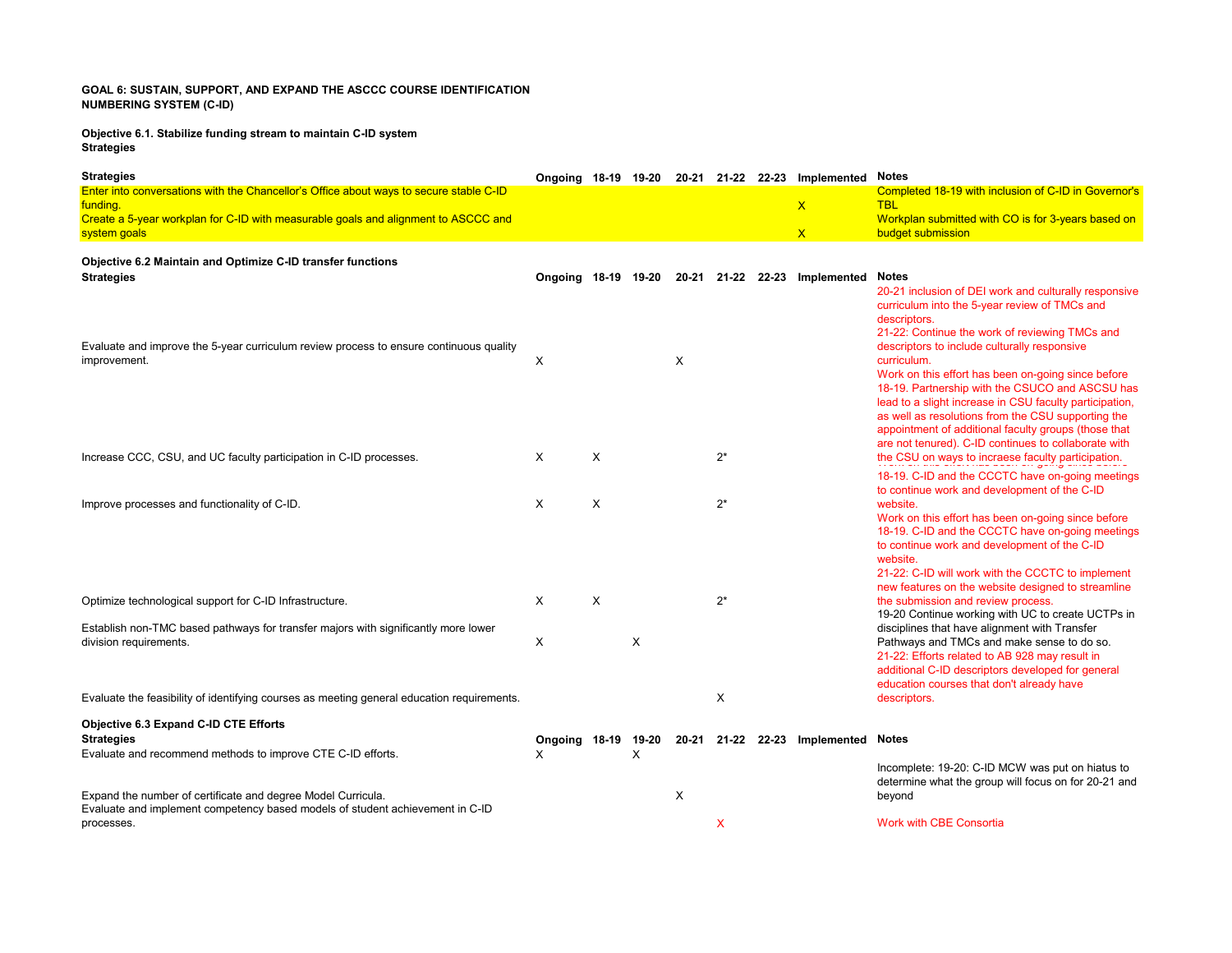**GOAL 6: SUSTAIN, SUPPORT, AND EXPAND THE ASCCC COURSE IDENTIFICATION NUMBERING SYSTEM (C-ID)**

**Objective 6.1. Stabilize funding stream to maintain C-ID system**
**Strategies**

| Strategies | Ongoing | 18-19 | 19-20 | 20-21 | 21-22 | 22-23 | Implemented | Notes |
|---|---|---|---|---|---|---|---|---|
| Enter into conversations with the Chancellor's Office about ways to secure stable C-ID funding. | | | | | | | X | Completed 18-19 with inclusion of C-ID in Governor's TBL |
| Create a 5-year workplan for C-ID with measurable goals and alignment to ASCCC and system goals | | | | | | | X | Workplan submitted with CO is for 3-years based on budget submission |

**Objective 6.2 Maintain and Optimize C-ID transfer functions**

| Strategies | Ongoing | 18-19 | 19-20 | 20-21 | 21-22 | 22-23 | Implemented | Notes |
|---|---|---|---|---|---|---|---|---|
| Evaluate and improve the 5-year curriculum review process to ensure continuous quality improvement. | X | | | X | | | | 20-21 inclusion of DEI work and culturally responsive curriculum into the 5-year review of TMCs and descriptors. 21-22: Continue the work of reviewing TMCs and descriptors to include culturally responsive curriculum. |
| Increase CCC, CSU, and UC faculty participation in C-ID processes. | X | X | | | 2* | | | Work on this effort has been on-going since before 18-19. Partnership with the CSUCO and ASCSU has lead to a slight increase in CSU faculty participation, as well as resolutions from the CSU supporting the appointment of additional faculty groups (those that are not tenured). C-ID continues to collaborate with the CSU on ways to incraese faculty participation. |
| Improve processes and functionality of C-ID. | X | X | | | 2* | | | Work on this effort has been on-going since before 18-19. C-ID and the CCCTC have on-going meetings to continue work and development of the C-ID website. |
| Optimize technological support for C-ID Infrastructure. | X | X | | | 2* | | | Work on this effort has been on-going since before 18-19. C-ID and the CCCTC have on-going meetings to continue work and development of the C-ID website. 21-22: C-ID will work with the CCCTC to implement new features on the website designed to streamline the submission and review process. |
| Establish non-TMC based pathways for transfer majors with significantly more lower division requirements. | X | | X | | | | | 19-20 Continue working with UC to create UCTPs in disciplines that have alignment with Transfer Pathways and TMCs and make sense to do so. |
| Evaluate the feasibility of identifying courses as meeting general education requirements. | | | | | X | | | 21-22: Efforts related to AB 928 may result in additional C-ID descriptors developed for general education courses that don't already have descriptors. |

**Objective 6.3 Expand C-ID CTE Efforts**

| Strategies | Ongoing | 18-19 | 19-20 | 20-21 | 21-22 | 22-23 | Implemented | Notes |
|---|---|---|---|---|---|---|---|---|
| Evaluate and recommend methods to improve CTE C-ID efforts. | X | | X | | | | | |
| Expand the number of certificate and degree Model Curricula. | | | | X | | | | Incomplete: 19-20: C-ID MCW was put on hiatus to determine what the group will focus on for 20-21 and beyond |
| Evaluate and implement competency based models of student achievement in C-ID processes. | | | | | X | | | Work with CBE Consortia |